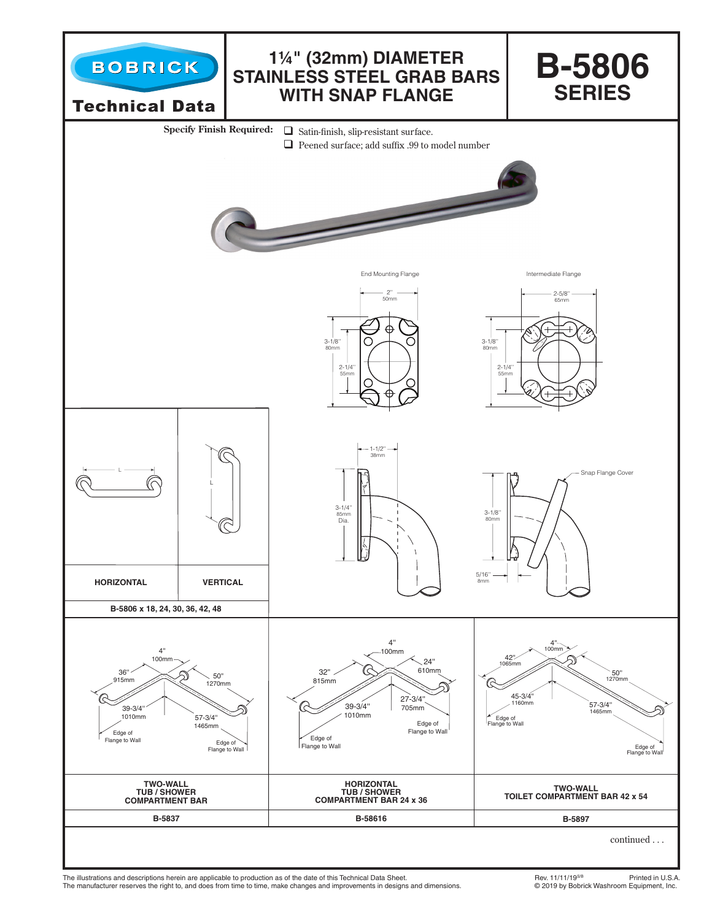# BOBRICK Technical Data

## 1¼" (32mm) DIAMETER STAINLESS STEEL GRAB BARS WITH SNAP FLANGE

## B-5806 SERIES

**Specify Finish Required:**
- ❑ Satin-finish, slip-resistant surface.
- ❑ Peened surface; add suffix .99 to model number

End Mounting Flange

2" 50mm

3-1/8" 80mm

2-1/4" 55mm

Intermediate Flange

2-5/8" 65mm

3-1/8" 80mm

2-1/4" 55mm

1-1/2" 38mm

3-1/4" 85mm Dia.

3-1/8" 80mm

5/16" 8mm

Snap Flange Cover

| HORIZONTAL | VERTICAL |
|---|---|
| B-5806 x 18, 24, 30, 36, 42, 48 | |

4" 100mm · 36" 915mm · 50" 1270mm · 39-3/4" 1010mm · 57-3/4" 1465mm · Edge of Flange to Wall · Edge of Flange to Wall

4" 100mm · 32" 815mm · 24" 610mm · 39-3/4" 1010mm · 27-3/4" 705mm · Edge of Flange to Wall · Edge of Flange to Wall

4" 100mm · 42" 1065mm · 50" 1270mm · 45-3/4" 1160mm · 57-3/4" 1465mm · Edge of Flange to Wall · Edge of Flange to Wall

| TWO-WALL TUB / SHOWER COMPARTMENT BAR | HORIZONTAL TUB / SHOWER COMPARTMENT BAR 24 x 36 | TWO-WALL TOILET COMPARTMENT BAR 42 x 54 |
|---|---|---|
| B-5837 | B-58616 | B-5897 |

continued . . .

The illustrations and descriptions herein are applicable to production as of the date of this Technical Data Sheet.
The manufacturer reserves the right to, and does from time to time, make changes and improvements in designs and dimensions.

Rev. 11/11/19 Printed in U.S.A.
© 2019 by Bobrick Washroom Equipment, Inc.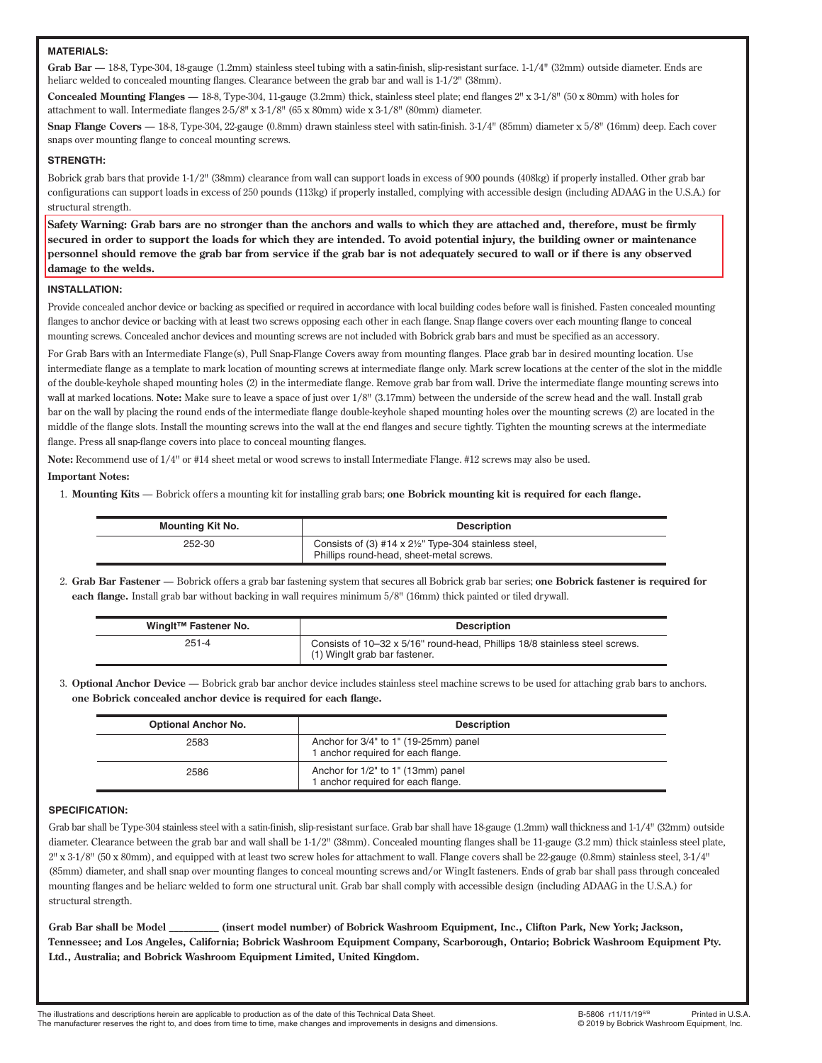### MATERIALS:

**Grab Bar —** 18-8, Type-304, 18-gauge (1.2mm) stainless steel tubing with a satin-finish, slip-resistant surface. 1-1/4" (32mm) outside diameter. Ends are heliarc welded to concealed mounting flanges. Clearance between the grab bar and wall is 1-1/2" (38mm).

**Concealed Mounting Flanges —** 18-8, Type-304, 11-gauge (3.2mm) thick, stainless steel plate; end flanges 2" x 3-1/8" (50 x 80mm) with holes for attachment to wall. Intermediate flanges 2-5/8" x 3-1/8" (65 x 80mm) wide x 3-1/8" (80mm) diameter.

**Snap Flange Covers —** 18-8, Type-304, 22-gauge (0.8mm) drawn stainless steel with satin-finish. 3-1/4" (85mm) diameter x 5/8" (16mm) deep. Each cover snaps over mounting flange to conceal mounting screws.

### STRENGTH:

Bobrick grab bars that provide 1-1/2" (38mm) clearance from wall can support loads in excess of 900 pounds (408kg) if properly installed. Other grab bar configurations can support loads in excess of 250 pounds (113kg) if properly installed, complying with accessible design (including ADAAG in the U.S.A.) for structural strength.

**Safety Warning: Grab bars are no stronger than the anchors and walls to which they are attached and, therefore, must be firmly secured in order to support the loads for which they are intended. To avoid potential injury, the building owner or maintenance personnel should remove the grab bar from service if the grab bar is not adequately secured to wall or if there is any observed damage to the welds.**

### INSTALLATION:

Provide concealed anchor device or backing as specified or required in accordance with local building codes before wall is finished. Fasten concealed mounting flanges to anchor device or backing with at least two screws opposing each other in each flange. Snap flange covers over each mounting flange to conceal mounting screws. Concealed anchor devices and mounting screws are not included with Bobrick grab bars and must be specified as an accessory.

For Grab Bars with an Intermediate Flange(s), Pull Snap-Flange Covers away from mounting flanges. Place grab bar in desired mounting location. Use intermediate flange as a template to mark location of mounting screws at intermediate flange only. Mark screw locations at the center of the slot in the middle of the double-keyhole shaped mounting holes (2) in the intermediate flange. Remove grab bar from wall. Drive the intermediate flange mounting screws into wall at marked locations. **Note:** Make sure to leave a space of just over 1/8" (3.17mm) between the underside of the screw head and the wall. Install grab bar on the wall by placing the round ends of the intermediate flange double-keyhole shaped mounting holes over the mounting screws (2) are located in the middle of the flange slots. Install the mounting screws into the wall at the end flanges and secure tightly. Tighten the mounting screws at the intermediate flange. Press all snap-flange covers into place to conceal mounting flanges.

**Note:** Recommend use of 1/4" or #14 sheet metal or wood screws to install Intermediate Flange. #12 screws may also be used.

**Important Notes:**

1. **Mounting Kits —** Bobrick offers a mounting kit for installing grab bars; **one Bobrick mounting kit is required for each flange.**

| Mounting Kit No. | Description |
|---|---|
| 252-30 | Consists of (3) #14 x 2½" Type-304 stainless steel, Phillips round-head, sheet-metal screws. |

2. **Grab Bar Fastener —** Bobrick offers a grab bar fastening system that secures all Bobrick grab bar series; **one Bobrick fastener is required for each flange.** Install grab bar without backing in wall requires minimum 5/8" (16mm) thick painted or tiled drywall.

| WingIt™ Fastener No. | Description |
|---|---|
| 251-4 | Consists of 10–32 x 5/16" round-head, Phillips 18/8 stainless steel screws. (1) WingIt grab bar fastener. |

3. **Optional Anchor Device —** Bobrick grab bar anchor device includes stainless steel machine screws to be used for attaching grab bars to anchors. **one Bobrick concealed anchor device is required for each flange.**

| Optional Anchor No. | Description |
|---|---|
| 2583 | Anchor for 3/4" to 1" (19-25mm) panel 1 anchor required for each flange. |
| 2586 | Anchor for 1/2" to 1" (13mm) panel 1 anchor required for each flange. |

### SPECIFICATION:

Grab bar shall be Type-304 stainless steel with a satin-finish, slip-resistant surface. Grab bar shall have 18-gauge (1.2mm) wall thickness and 1-1/4" (32mm) outside diameter. Clearance between the grab bar and wall shall be 1-1/2" (38mm). Concealed mounting flanges shall be 11-gauge (3.2 mm) thick stainless steel plate, 2" x 3-1/8" (50 x 80mm), and equipped with at least two screw holes for attachment to wall. Flange covers shall be 22-gauge (0.8mm) stainless steel, 3-1/4" (85mm) diameter, and shall snap over mounting flanges to conceal mounting screws and/or WingIt fasteners. Ends of grab bar shall pass through concealed mounting flanges and be heliarc welded to form one structural unit. Grab bar shall comply with accessible design (including ADAAG in the U.S.A.) for structural strength.

**Grab Bar shall be Model _________ (insert model number) of Bobrick Washroom Equipment, Inc., Clifton Park, New York; Jackson, Tennessee; and Los Angeles, California; Bobrick Washroom Equipment Company, Scarborough, Ontario; Bobrick Washroom Equipment Pty. Ltd., Australia; and Bobrick Washroom Equipment Limited, United Kingdom.**

The illustrations and descriptions herein are applicable to production as of the date of this Technical Data Sheet.
The manufacturer reserves the right to, and does from time to time, make changes and improvements in designs and dimensions.

B-5806 r11/11/19 Printed in U.S.A.
© 2019 by Bobrick Washroom Equipment, Inc.